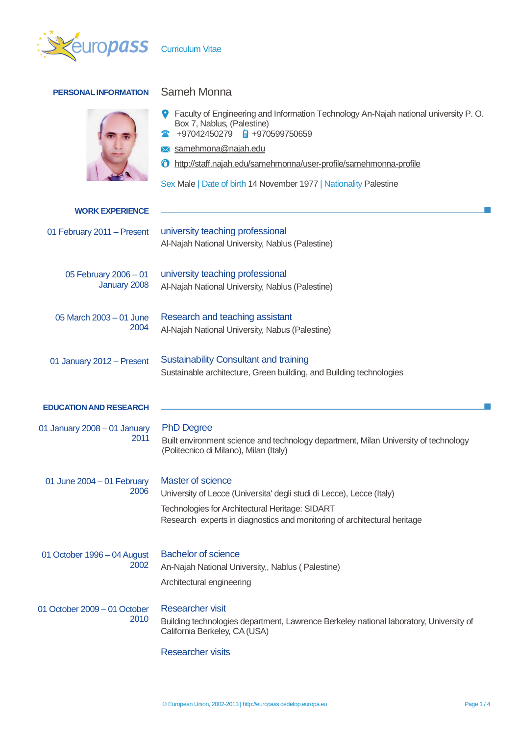Curriculum Vitae

## PERSONAL INFORMATION

**Sameh Monna**

Faculty of Engineering and Information Technology An-Najah national university P. O. Box 7, Nablus, (Palestine)

+97042450279 +970599750659

samehmona@najah.edu

http://staff.najah.edu/samehmonna/user-profile/samehmonna-profile

Sex Male | Date of birth 14 November 1977 | Nationality Palestine

## WORK EXPERIENCE

**01 February 2011 – Present**
### university teaching professional
Al-Najah National University, Nablus (Palestine)

**05 February 2006 – 01 January 2008**
### university teaching professional
Al-Najah National University, Nablus (Palestine)

**05 March 2003 – 01 June 2004**
### Research and teaching assistant
Al-Najah National University, Nabus (Palestine)

**01 January 2012 – Present**
### Sustainability Consultant and training
Sustainable architecture, Green building, and Building technologies

## EDUCATION AND RESEARCH

**01 January 2008 – 01 January 2011**
### PhD Degree
Built environment science and technology department, Milan University of technology (Politecnico di Milano), Milan (Italy)

**01 June 2004 – 01 February 2006**
### Master of science
University of Lecce (Universita' degli studi di Lecce), Lecce (Italy)

Technologies for Architectural Heritage: SIDART
Research experts in diagnostics and monitoring of architectural heritage

**01 October 1996 – 04 August 2002**
### Bachelor of science
An-Najah National University,, Nablus ( Palestine)

Architectural engineering

**01 October 2009 – 01 October 2010**
### Researcher visit
Building technologies department, Lawrence Berkeley national laboratory, University of California Berkeley, CA (USA)

### Researcher visits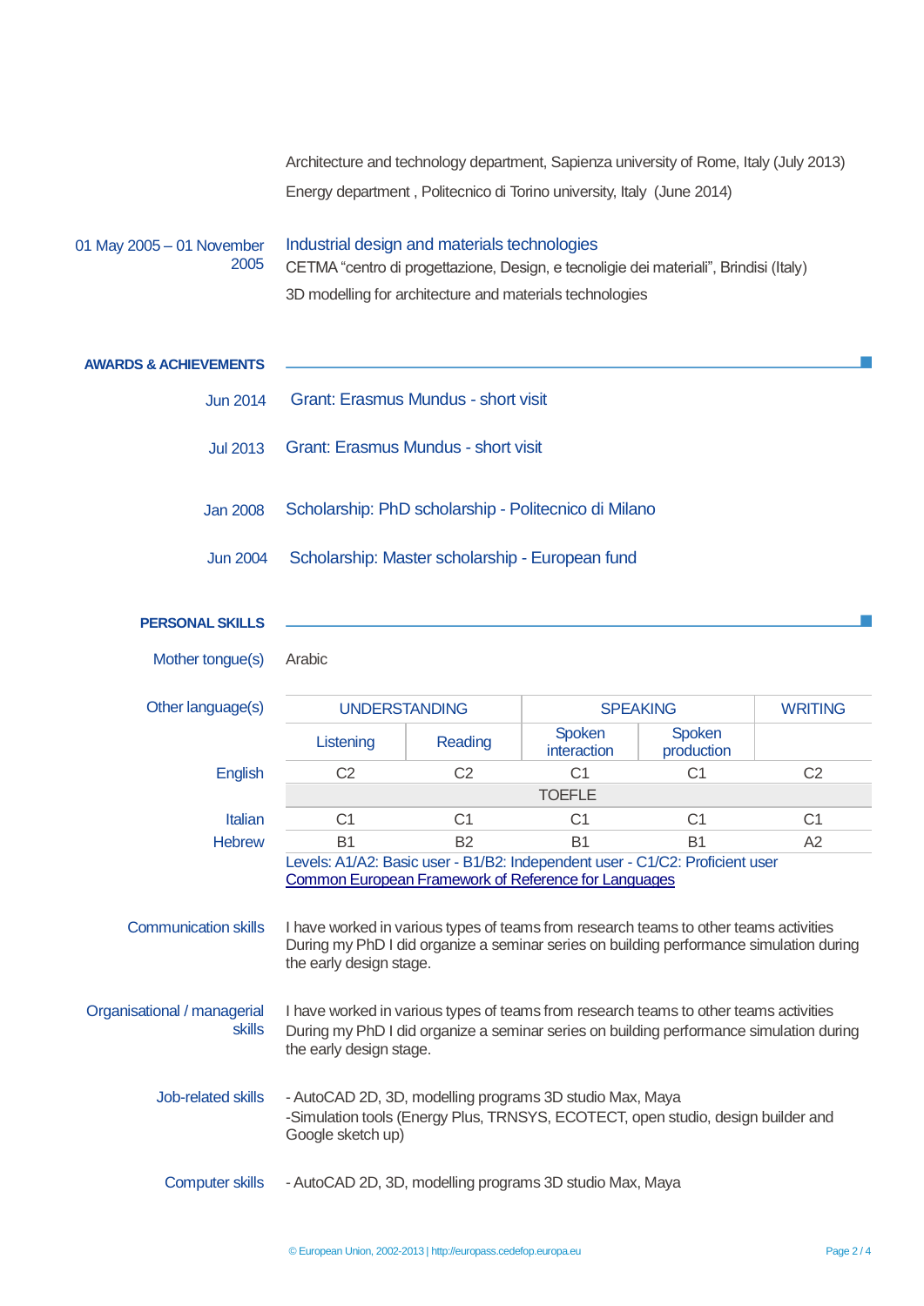Architecture and technology department, Sapienza university of Rome, Italy (July 2013)

Energy department , Politecnico di Torino university, Italy (June 2014)

01 May 2005 – 01 November 2005

Industrial design and materials technologies

CETMA "centro di progettazione, Design, e tecnoligie dei materiali", Brindisi (Italy)

3D modelling for architecture and materials technologies

## AWARDS & ACHIEVEMENTS

Jun 2014 — Grant: Erasmus Mundus - short visit

Jul 2013 — Grant: Erasmus Mundus - short visit

Jan 2008 — Scholarship: PhD scholarship - Politecnico di Milano

Jun 2004 — Scholarship: Master scholarship - European fund

## PERSONAL SKILLS

**Mother tongue(s)**: Arabic

**Other language(s)**

| | UNDERSTANDING | | SPEAKING | | WRITING |
|---|---|---|---|---|---|
| | Listening | Reading | Spoken interaction | Spoken production | |
| English | C2 | C2 | C1 | C1 | C2 |
| | TOEFLE | | | | |
| Italian | C1 | C1 | C1 | C1 | C1 |
| Hebrew | B1 | B2 | B1 | B1 | A2 |

Levels: A1/A2: Basic user - B1/B2: Independent user - C1/C2: Proficient user
Common European Framework of Reference for Languages

**Communication skills**

I have worked in various types of teams from research teams to other teams activities
During my PhD I did organize a seminar series on building performance simulation during the early design stage.

**Organisational / managerial skills**

I have worked in various types of teams from research teams to other teams activities
During my PhD I did organize a seminar series on building performance simulation during the early design stage.

**Job-related skills**

- AutoCAD 2D, 3D, modelling programs 3D studio Max, Maya
-Simulation tools (Energy Plus, TRNSYS, ECOTECT, open studio, design builder and Google sketch up)

**Computer skills**

- AutoCAD 2D, 3D, modelling programs 3D studio Max, Maya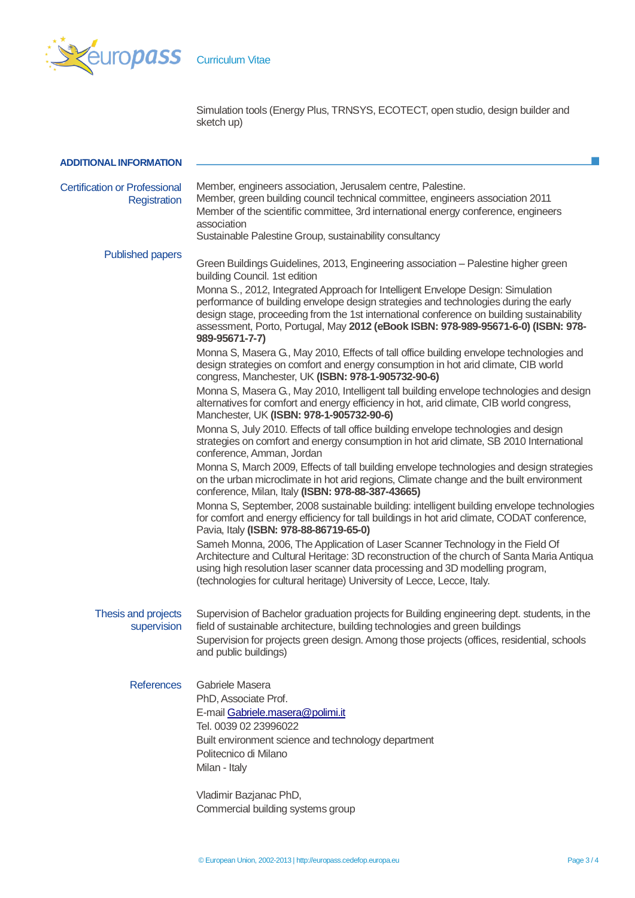Simulation tools (Energy Plus, TRNSYS, ECOTECT, open studio, design builder and sketch up)

## ADDITIONAL INFORMATION

**Certification or Professional Registration**

Member, engineers association, Jerusalem centre, Palestine.
Member, green building council technical committee, engineers association 2011
Member of the scientific committee, 3rd international energy conference, engineers association
Sustainable Palestine Group, sustainability consultancy

**Published papers**

Green Buildings Guidelines, 2013, Engineering association – Palestine higher green building Council. 1st edition

Monna S., 2012, Integrated Approach for Intelligent Envelope Design: Simulation performance of building envelope design strategies and technologies during the early design stage, proceeding from the 1st international conference on building sustainability assessment, Porto, Portugal, May **2012 (eBook ISBN: 978-989-95671-6-0) (ISBN: 978-989-95671-7-7)**

Monna S, Masera G., May 2010, Effects of tall office building envelope technologies and design strategies on comfort and energy consumption in hot arid climate, CIB world congress, Manchester, UK **(ISBN: 978-1-905732-90-6)**

Monna S, Masera G., May 2010, Intelligent tall building envelope technologies and design alternatives for comfort and energy efficiency in hot, arid climate, CIB world congress, Manchester, UK **(ISBN: 978-1-905732-90-6)**

Monna S, July 2010. Effects of tall office building envelope technologies and design strategies on comfort and energy consumption in hot arid climate, SB 2010 International conference, Amman, Jordan

Monna S, March 2009, Effects of tall building envelope technologies and design strategies on the urban microclimate in hot arid regions, Climate change and the built environment conference, Milan, Italy **(ISBN: 978-88-387-43665)**

Monna S, September, 2008 sustainable building: intelligent building envelope technologies for comfort and energy efficiency for tall buildings in hot arid climate, CODAT conference, Pavia, Italy **(ISBN: 978-88-86719-65-0)**

Sameh Monna, 2006, The Application of Laser Scanner Technology in the Field Of Architecture and Cultural Heritage: 3D reconstruction of the church of Santa Maria Antiqua using high resolution laser scanner data processing and 3D modelling program, (technologies for cultural heritage) University of Lecce, Lecce, Italy.

**Thesis and projects supervision**

Supervision of Bachelor graduation projects for Building engineering dept. students, in the field of sustainable architecture, building technologies and green buildings
Supervision for projects green design. Among those projects (offices, residential, schools and public buildings)

**References**

Gabriele Masera
PhD, Associate Prof.
E-mail Gabriele.masera@polimi.it
Tel. 0039 02 23996022
Built environment science and technology department
Politecnico di Milano
Milan - Italy

Vladimir Bazjanac PhD,
Commercial building systems group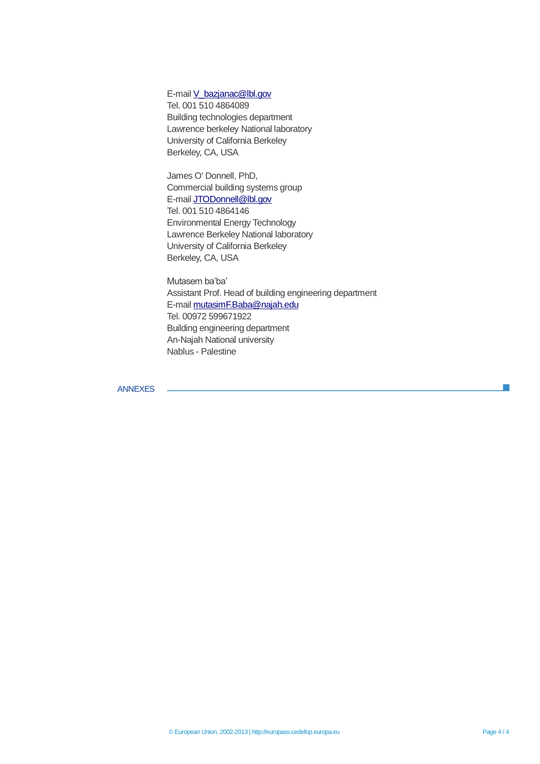E-mail V_bazjanac@lbl.gov
Tel. 001 510 4864089
Building technologies department
Lawrence berkeley National laboratory
University of California Berkeley
Berkeley, CA, USA

James O' Donnell, PhD,
Commercial building systems group
E-mail JTODonnell@lbl.gov
Tel. 001 510 4864146
Environmental Energy Technology
Lawrence Berkeley National laboratory
University of California Berkeley
Berkeley, CA, USA

Mutasem ba'ba'
Assistant Prof. Head of building engineering department
E-mail mutasimF.Baba@najah.edu
Tel. 00972 599671922
Building engineering department
An-Najah National university
Nablus - Palestine

## ANNEXES

© European Union, 2002-2013 | http://europass.cedefop.europa.eu